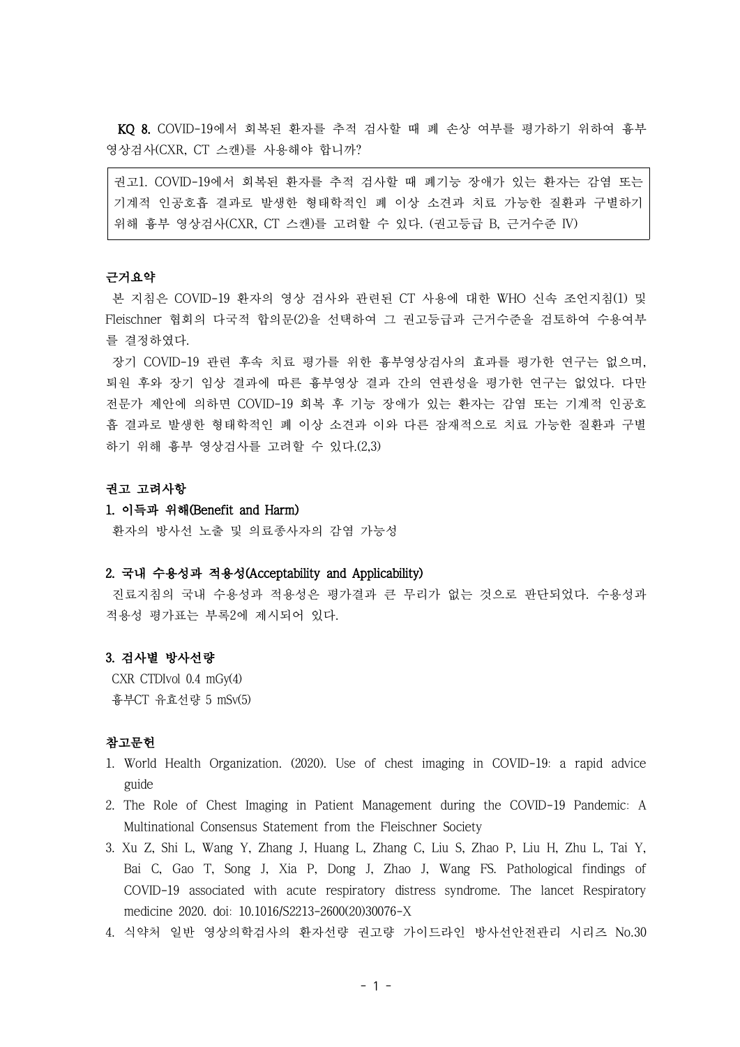**KQ 8.** COVID-19에서 회복된 환자를 추적 검사할 때 폐 손상 여부를 평가하기 위하여 흉부 영상검사(CXR, CT 스캔)를 사용해야 합니까?

> 권고1. COVID-19에서 회복된 환자를 추적 검사할 때 폐기능 장애가 있는 환자는 감염 또는 기계적 인공호흡 결과로 발생한 형태학적인 폐 이상 소견과 치료 가능한 질환과 구별하기 위해 흉부 영상검사(CXR, CT 스캔)를 고려할 수 있다. (권고등급 B, 근거수준 IV)

### 근거요약

본 지침은 COVID-19 환자의 영상 검사와 관련된 CT 사용에 대한 WHO 신속 조언지침(1) 및 Fleischner 협회의 다국적 합의문(2)을 선택하여 그 권고등급과 근거수준을 검토하여 수용여부를 결정하였다.

장기 COVID-19 관련 후속 치료 평가를 위한 흉부영상검사의 효과를 평가한 연구는 없으며, 퇴원 후와 장기 임상 결과에 따른 흉부영상 결과 간의 연관성을 평가한 연구는 없었다. 다만 전문가 제안에 의하면 COVID-19 회복 후 기능 장애가 있는 환자는 감염 또는 기계적 인공호흡 결과로 발생한 형태학적인 폐 이상 소견과 이와 다른 잠재적으로 치료 가능한 질환과 구별하기 위해 흉부 영상검사를 고려할 수 있다.(2,3)

### 권고 고려사항

#### 1. 이득과 위해(Benefit and Harm)

환자의 방사선 노출 및 의료종사자의 감염 가능성

#### 2. 국내 수용성과 적용성(Acceptability and Applicability)

진료지침의 국내 수용성과 적용성은 평가결과 큰 무리가 없는 것으로 판단되었다. 수용성과 적용성 평가표는 부록2에 제시되어 있다.

#### 3. 검사별 방사선량

CXR CTDIvol 0.4 mGy(4)

흉부CT 유효선량 5 mSv(5)

### 참고문헌

1. World Health Organization. (2020). Use of chest imaging in COVID-19: a rapid advice guide
2. The Role of Chest Imaging in Patient Management during the COVID-19 Pandemic: A Multinational Consensus Statement from the Fleischner Society
3. Xu Z, Shi L, Wang Y, Zhang J, Huang L, Zhang C, Liu S, Zhao P, Liu H, Zhu L, Tai Y, Bai C, Gao T, Song J, Xia P, Dong J, Zhao J, Wang FS. Pathological findings of COVID-19 associated with acute respiratory distress syndrome. The lancet Respiratory medicine 2020. doi: 10.1016/S2213-2600(20)30076-X
4. 식약처 일반 영상의학검사의 환자선량 권고량 가이드라인 방사선안전관리 시리즈 No.30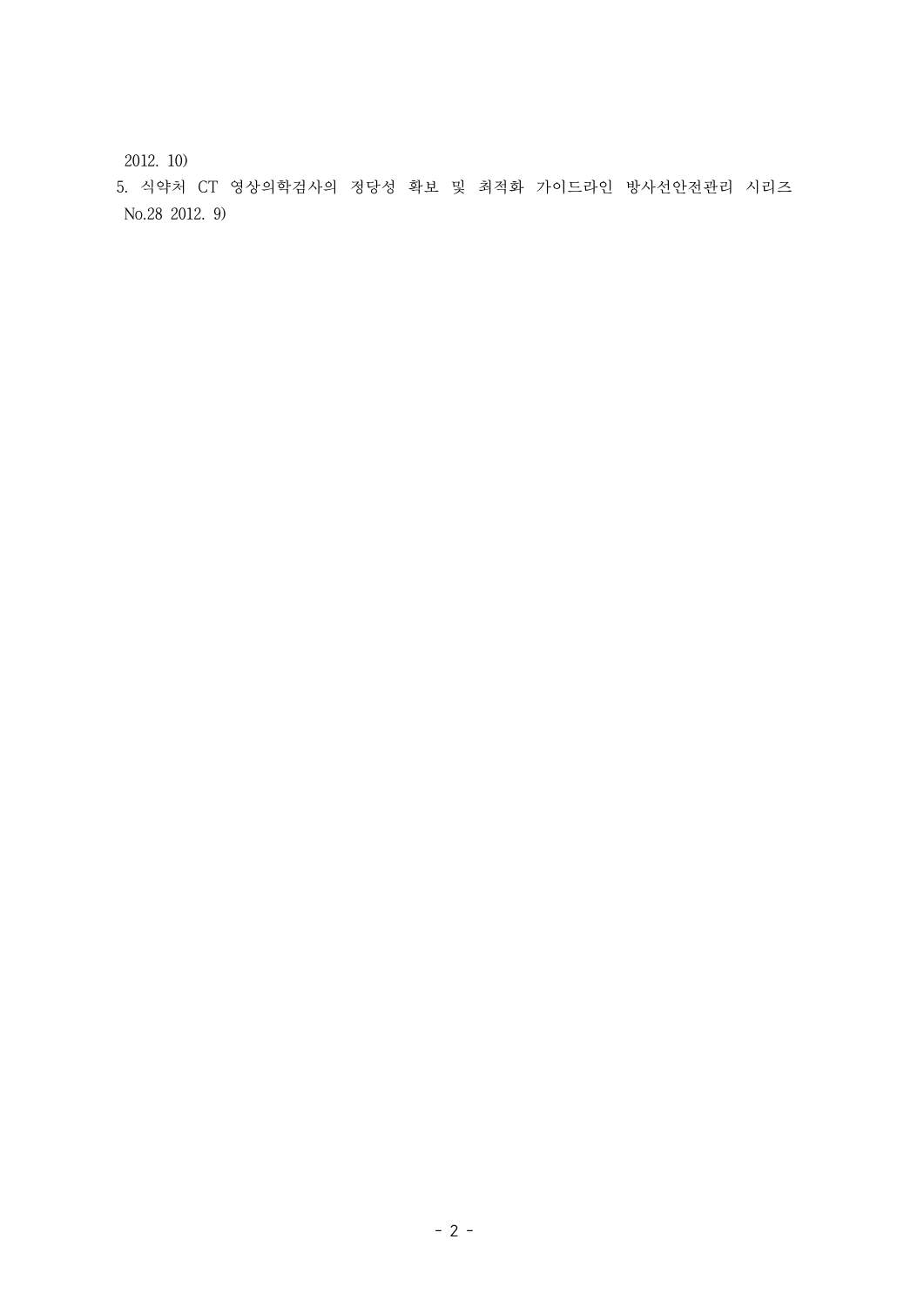2012. 10)

5. 식약처 CT 영상의학검사의 정당성 확보 및 최적화 가이드라인 방사선안전관리 시리즈 No.28 2012. 9)